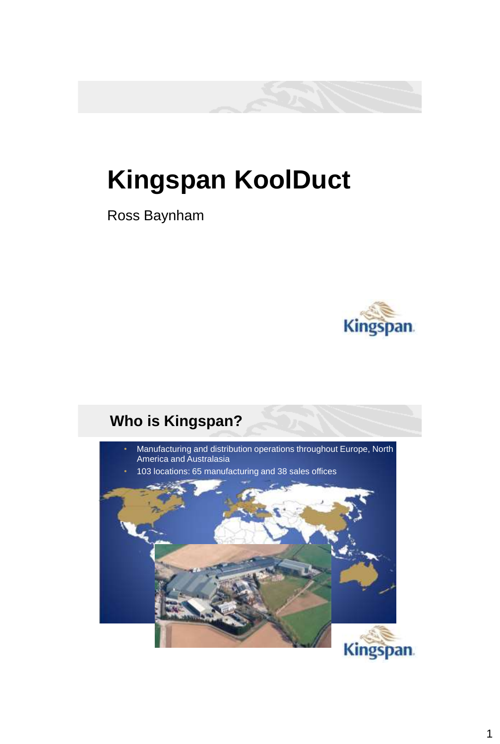# Kingspan KoolDuct

Ross Baynham

## Who is Kingspan?

- Manufacturing and distribution operations throughout Europe, North America and Australasia
- 103 locations: 65 manufacturing and 38 sales offices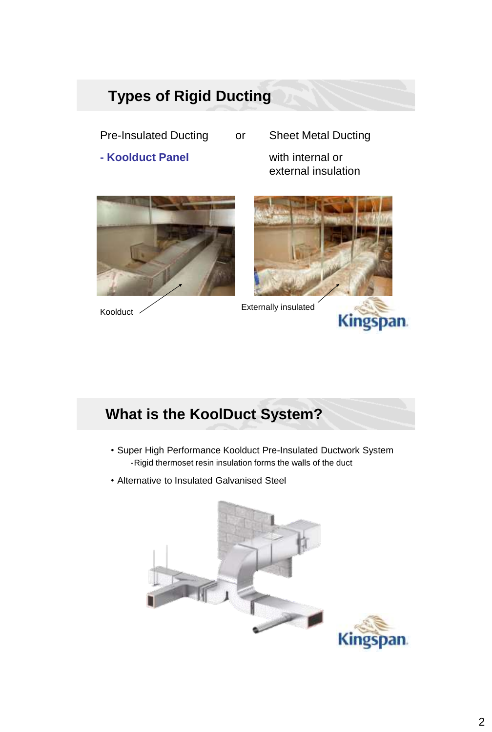## Types of Rigid Ducting

Pre-Insulated Ducting or Sheet Metal Ducting

**- Koolduct Panel**

with internal or external insulation

Kooldukt

Externally insulated

## What is the KoolDuct System?

- Super High Performance Kooldukt Pre-Insulated Ductwork System
  - Rigid thermoset resin insulation forms the walls of the duct
- Alternative to Insulated Galvanised Steel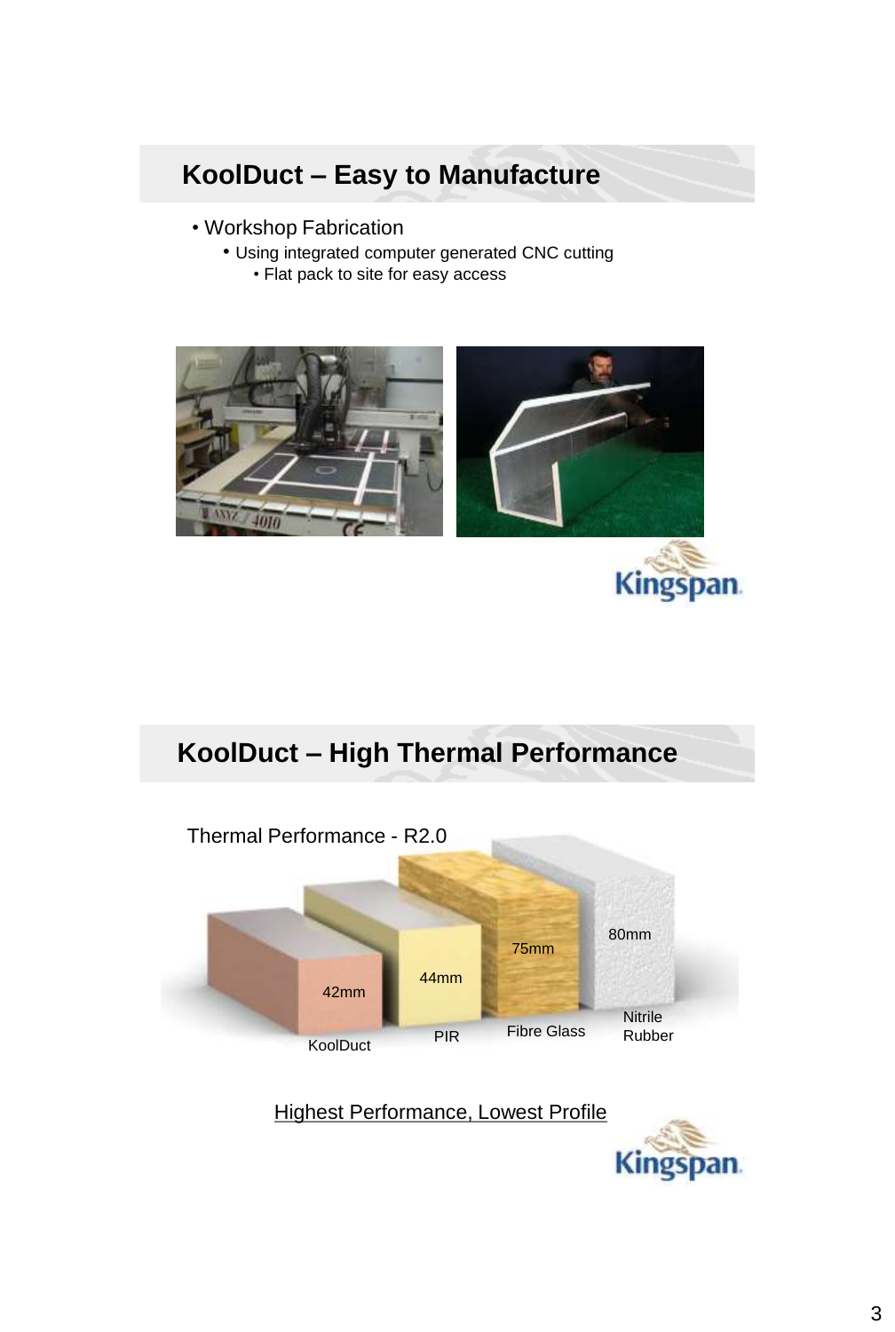## KoolDuct – Easy to Manufacture

- Workshop Fabrication
  - Using integrated computer generated CNC cutting
    - Flat pack to site for easy access

## KoolDuct – High Thermal Performance

Thermal Performance - R2.0

| KoolDuct | PIR | Fibre Glass | Nitrile Rubber |
|---|---|---|---|
| 42mm | 44mm | 75mm | 80mm |

Highest Performance, Lowest Profile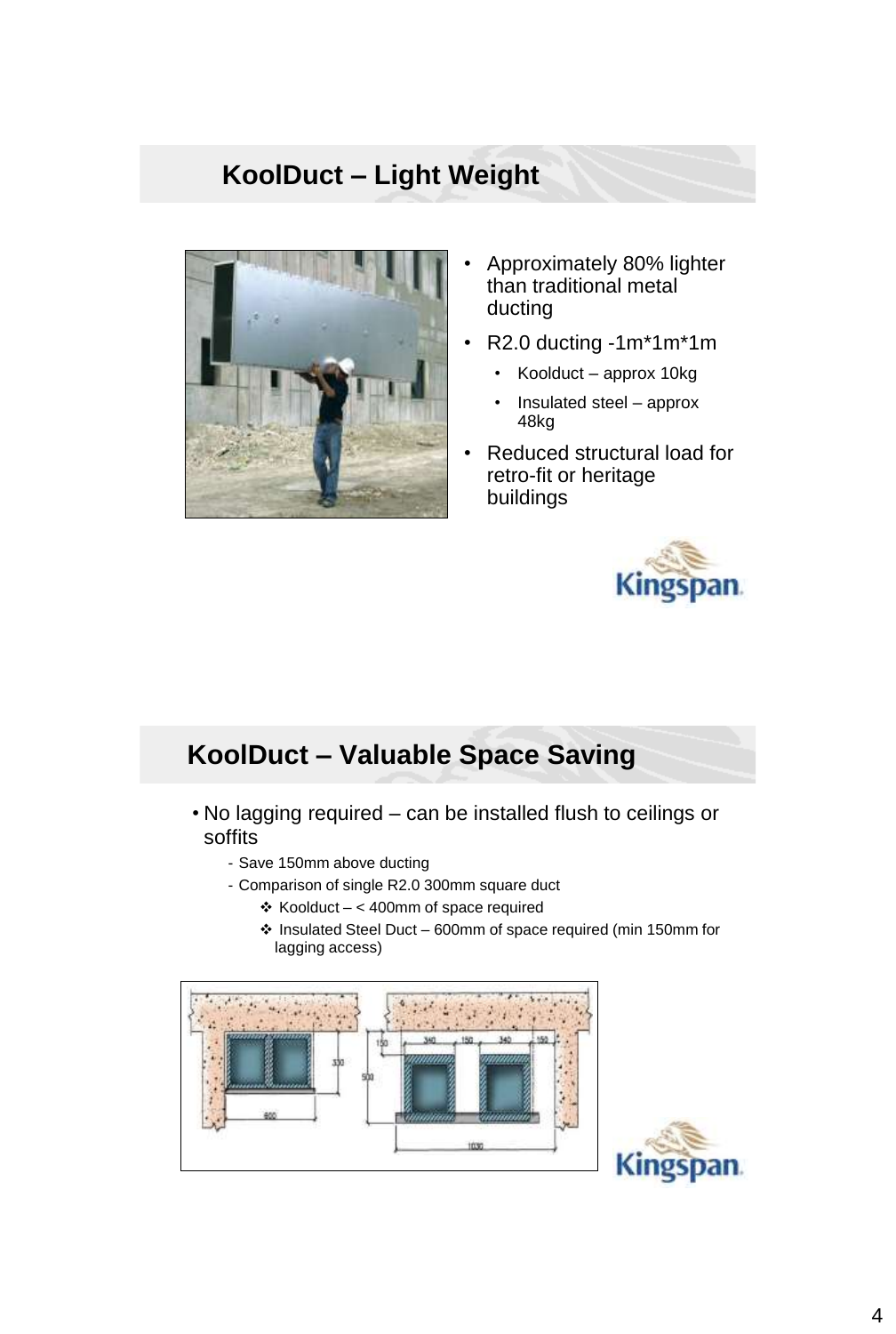## KoolDuct – Light Weight

- Approximately 80% lighter than traditional metal ducting
- R2.0 ducting -1m*1m*1m
  - Koolduct – approx 10kg
  - Insulated steel – approx 48kg
- Reduced structural load for retro-fit or heritage buildings

## KoolDuct – Valuable Space Saving

- No lagging required – can be installed flush to ceilings or soffits
  - Save 150mm above ducting
  - Comparison of single R2.0 300mm square duct
    - ❖ Koolduct – < 400mm of space required
    - ❖ Insulated Steel Duct – 600mm of space required (min 150mm for lagging access)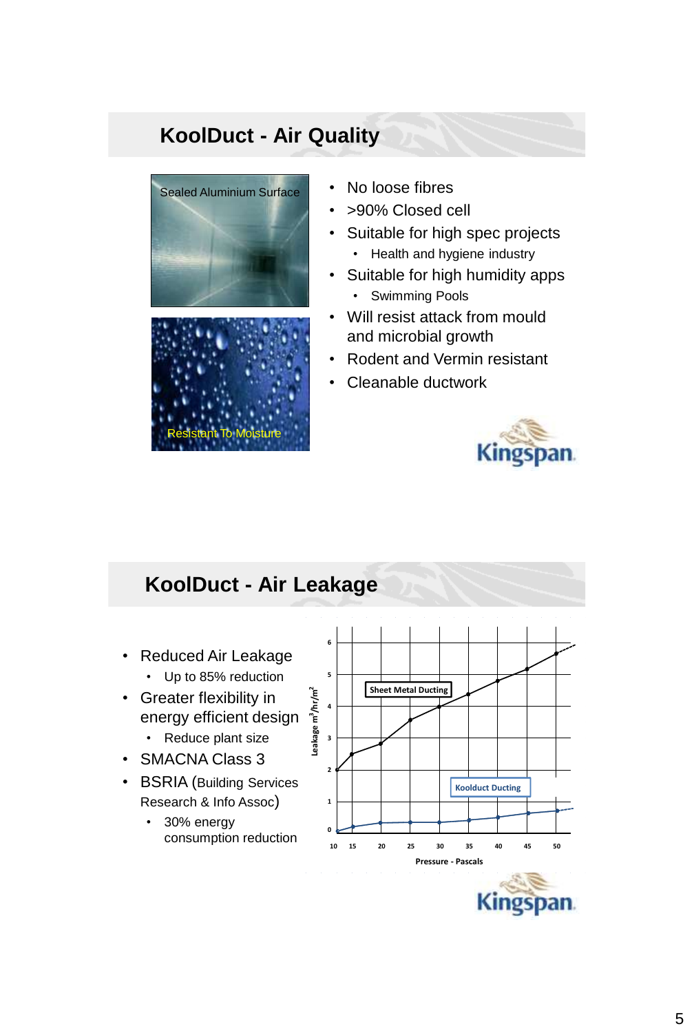## KoolDuct - Air Quality

Sealed Aluminium Surface

Resistant To Moisture

- No loose fibres
- >90% Closed cell
- Suitable for high spec projects
  - Health and hygiene industry
- Suitable for high humidity apps
  - Swimming Pools
- Will resist attack from mould and microbial growth
- Rodent and Vermin resistant
- Cleanable ductwork

Kingspan.

## KoolDuct - Air Leakage

- Reduced Air Leakage
  - Up to 85% reduction
- Greater flexibility in energy efficient design
  - Reduce plant size
- SMACNA Class 3
- BSRIA (Building Services Research & Info Assoc)
  - 30% energy consumption reduction

Sheet Metal Ducting

Koolduct Ducting

Leakage $m^3/hr/m^2$

Pressure - Pascals

Kingspan.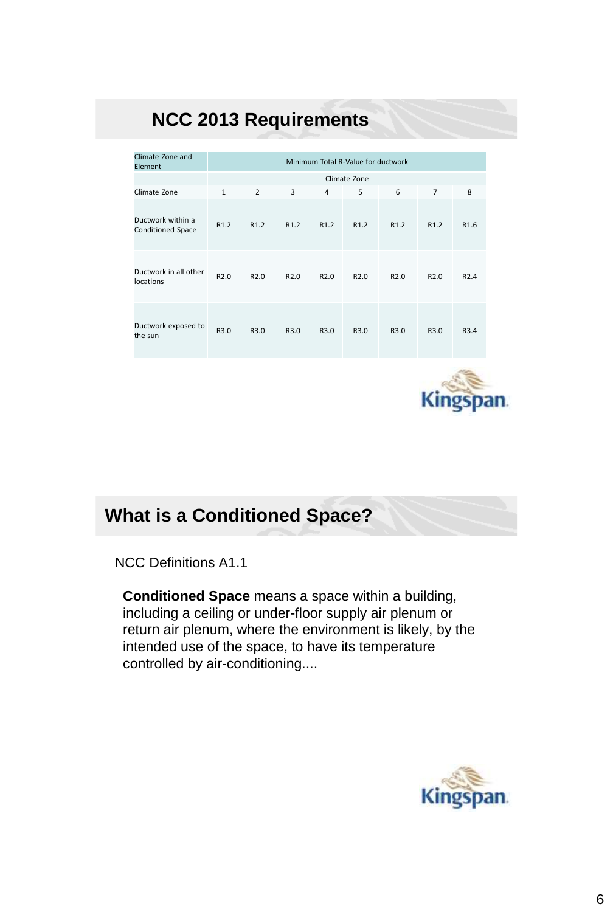## NCC 2013 Requirements

| Climate Zone and Element | Minimum Total R-Value for ductwork | | | | | | | |
|---|---|---|---|---|---|---|---|---|
| | Climate Zone | | | | | | | |
| Climate Zone | 1 | 2 | 3 | 4 | 5 | 6 | 7 | 8 |
| Ductwork within a Conditioned Space | R1.2 | R1.2 | R1.2 | R1.2 | R1.2 | R1.2 | R1.2 | R1.6 |
| Ductwork in all other locations | R2.0 | R2.0 | R2.0 | R2.0 | R2.0 | R2.0 | R2.0 | R2.4 |
| Ductwork exposed to the sun | R3.0 | R3.0 | R3.0 | R3.0 | R3.0 | R3.0 | R3.0 | R3.4 |

Kingspan

## What is a Conditioned Space?

NCC Definitions A1.1

**Conditioned Space** means a space within a building, including a ceiling or under-floor supply air plenum or return air plenum, where the environment is likely, by the intended use of the space, to have its temperature controlled by air-conditioning....

Kingspan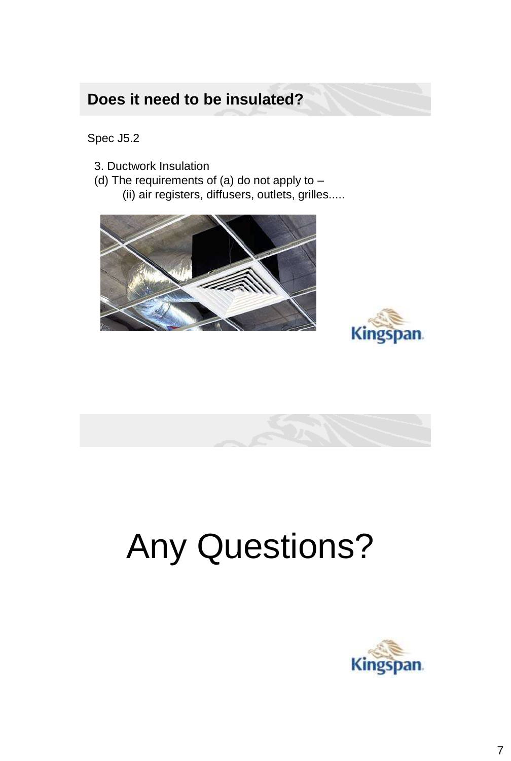## Does it need to be insulated?

Spec J5.2

3. Ductwork Insulation
(d) The requirements of (a) do not apply to –
    (ii) air registers, diffusers, outlets, grilles.....

# Any Questions?